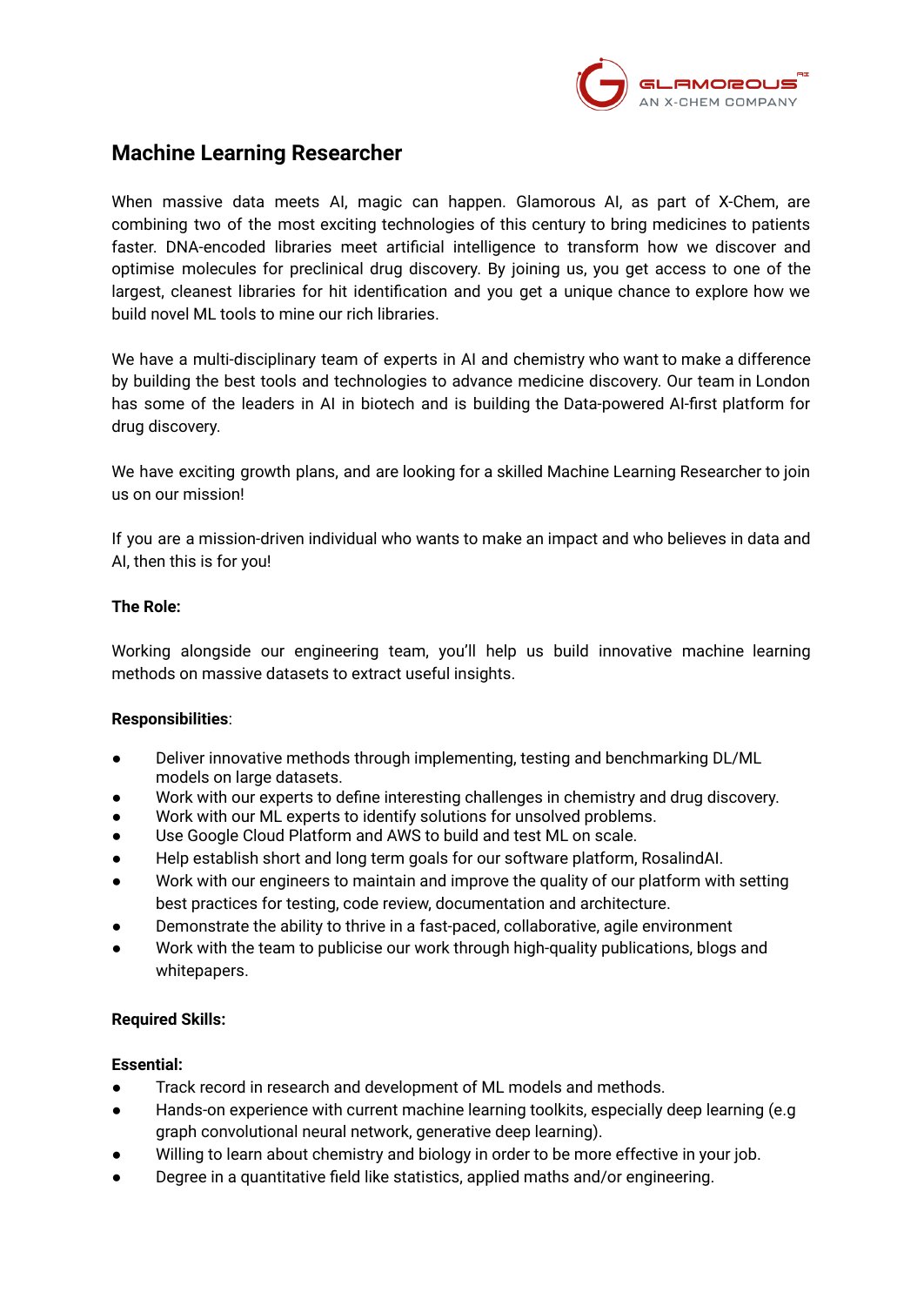# Machine Learning Researcher

When massive data meets AI, magic can happen. Glamorous AI, as part of X-Chem, are combining two of the most exciting technologies of this century to bring medicines to patients faster. DNA-encoded libraries meet artificial intelligence to transform how we discover and optimise molecules for preclinical drug discovery. By joining us, you get access to one of the largest, cleanest libraries for hit identification and you get a unique chance to explore how we build novel ML tools to mine our rich libraries.

We have a multi-disciplinary team of experts in AI and chemistry who want to make a difference by building the best tools and technologies to advance medicine discovery. Our team in London has some of the leaders in AI in biotech and is building the Data-powered AI-first platform for drug discovery.

We have exciting growth plans, and are looking for a skilled Machine Learning Researcher to join us on our mission!

If you are a mission-driven individual who wants to make an impact and who believes in data and AI, then this is for you!

**The Role:**

Working alongside our engineering team, you'll help us build innovative machine learning methods on massive datasets to extract useful insights.

**Responsibilities**:

- Deliver innovative methods through implementing, testing and benchmarking DL/ML models on large datasets.
- Work with our experts to define interesting challenges in chemistry and drug discovery.
- Work with our ML experts to identify solutions for unsolved problems.
- Use Google Cloud Platform and AWS to build and test ML on scale.
- Help establish short and long term goals for our software platform, RosalindAI.
- Work with our engineers to maintain and improve the quality of our platform with setting best practices for testing, code review, documentation and architecture.
- Demonstrate the ability to thrive in a fast-paced, collaborative, agile environment
- Work with the team to publicise our work through high-quality publications, blogs and whitepapers.

**Required Skills:**

**Essential:**

- Track record in research and development of ML models and methods.
- Hands-on experience with current machine learning toolkits, especially deep learning (e.g graph convolutional neural network, generative deep learning).
- Willing to learn about chemistry and biology in order to be more effective in your job.
- Degree in a quantitative field like statistics, applied maths and/or engineering.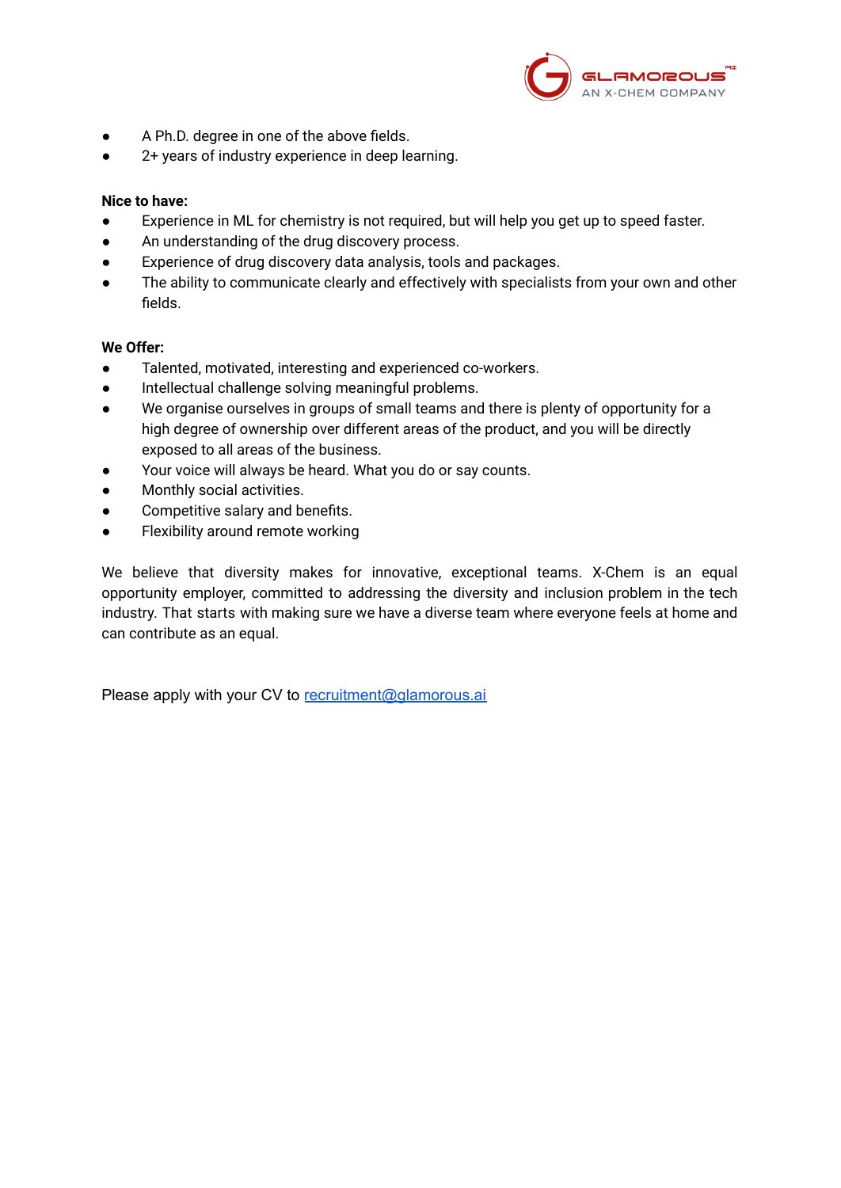- A Ph.D. degree in one of the above fields.
- 2+ years of industry experience in deep learning.

**Nice to have:**

- Experience in ML for chemistry is not required, but will help you get up to speed faster.
- An understanding of the drug discovery process.
- Experience of drug discovery data analysis, tools and packages.
- The ability to communicate clearly and effectively with specialists from your own and other fields.

**We Offer:**

- Talented, motivated, interesting and experienced co-workers.
- Intellectual challenge solving meaningful problems.
- We organise ourselves in groups of small teams and there is plenty of opportunity for a high degree of ownership over different areas of the product, and you will be directly exposed to all areas of the business.
- Your voice will always be heard. What you do or say counts.
- Monthly social activities.
- Competitive salary and benefits.
- Flexibility around remote working

We believe that diversity makes for innovative, exceptional teams. X-Chem is an equal opportunity employer, committed to addressing the diversity and inclusion problem in the tech industry. That starts with making sure we have a diverse team where everyone feels at home and can contribute as an equal.

Please apply with your CV to [recruitment@glamorous.ai](mailto:recruitment@glamorous.ai)